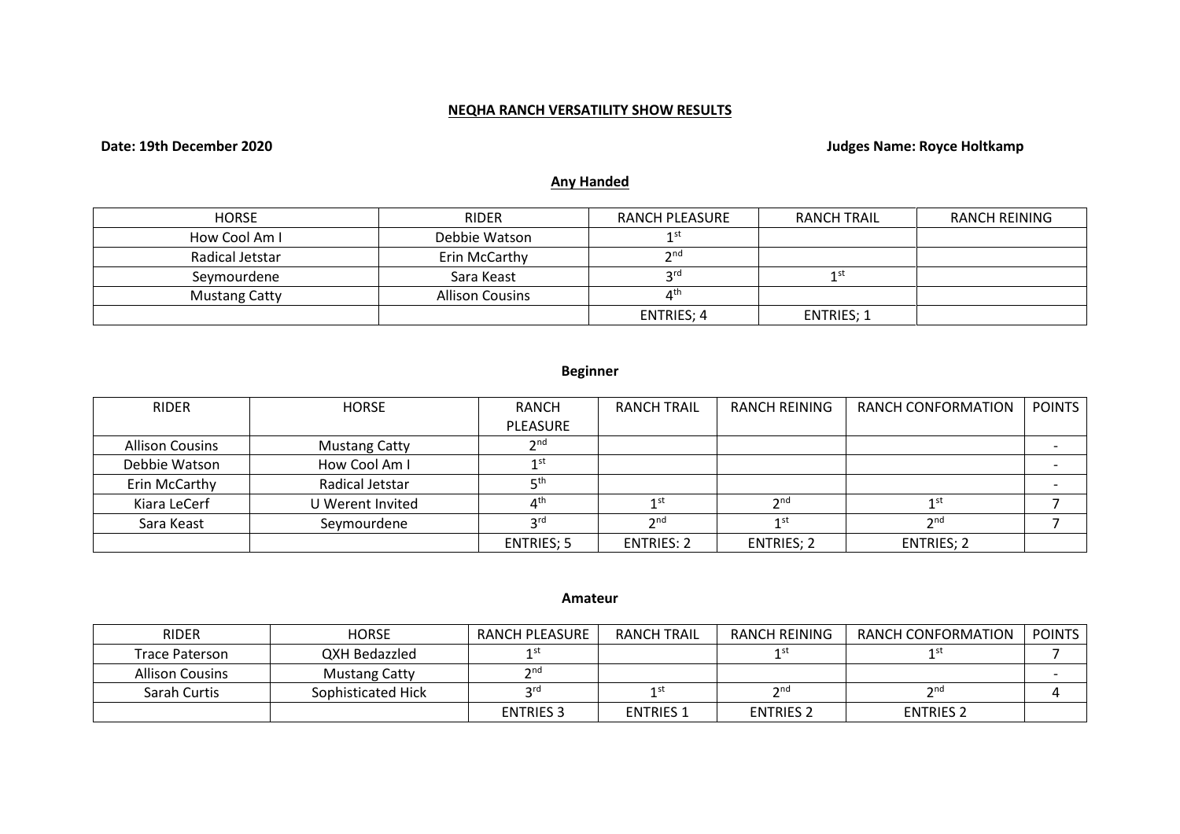**NEQHA RANCH VERSATILITY SHOW RESULTS**

**Date: 19th December 2020**

**Judges Name: Royce Holtkamp**

**Any Handed**

| HORSE | RIDER | RANCH PLEASURE | RANCH TRAIL | RANCH REINING |
|---|---|---|---|---|
| How Cool Am I | Debbie Watson | 1st | | |
| Radical Jetstar | Erin McCarthy | 2nd | | |
| Seymourdene | Sara Keast | 3rd | 1st | |
| Mustang Catty | Allison Cousins | 4th | | |
| | | ENTRIES; 4 | ENTRIES; 1 | |

**Beginner**

| RIDER | HORSE | RANCH PLEASURE | RANCH TRAIL | RANCH REINING | RANCH CONFORMATION | POINTS |
|---|---|---|---|---|---|---|
| Allison Cousins | Mustang Catty | 2nd | | | | - |
| Debbie Watson | How Cool Am I | 1st | | | | - |
| Erin McCarthy | Radical Jetstar | 5th | | | | - |
| Kiara LeCerf | U Werent Invited | 4th | 1st | 2nd | 1st | 7 |
| Sara Keast | Seymourdene | 3rd | 2nd | 1st | 2nd | 7 |
| | | ENTRIES; 5 | ENTRIES: 2 | ENTRIES; 2 | ENTRIES; 2 | |

**Amateur**

| RIDER | HORSE | RANCH PLEASURE | RANCH TRAIL | RANCH REINING | RANCH CONFORMATION | POINTS |
|---|---|---|---|---|---|---|
| Trace Paterson | QXH Bedazzled | 1st | | 1st | 1st | 7 |
| Allison Cousins | Mustang Catty | 2nd | | | | - |
| Sarah Curtis | Sophisticated Hick | 3rd | 1st | 2nd | 2nd | 4 |
| | | ENTRIES 3 | ENTRIES 1 | ENTRIES 2 | ENTRIES 2 | |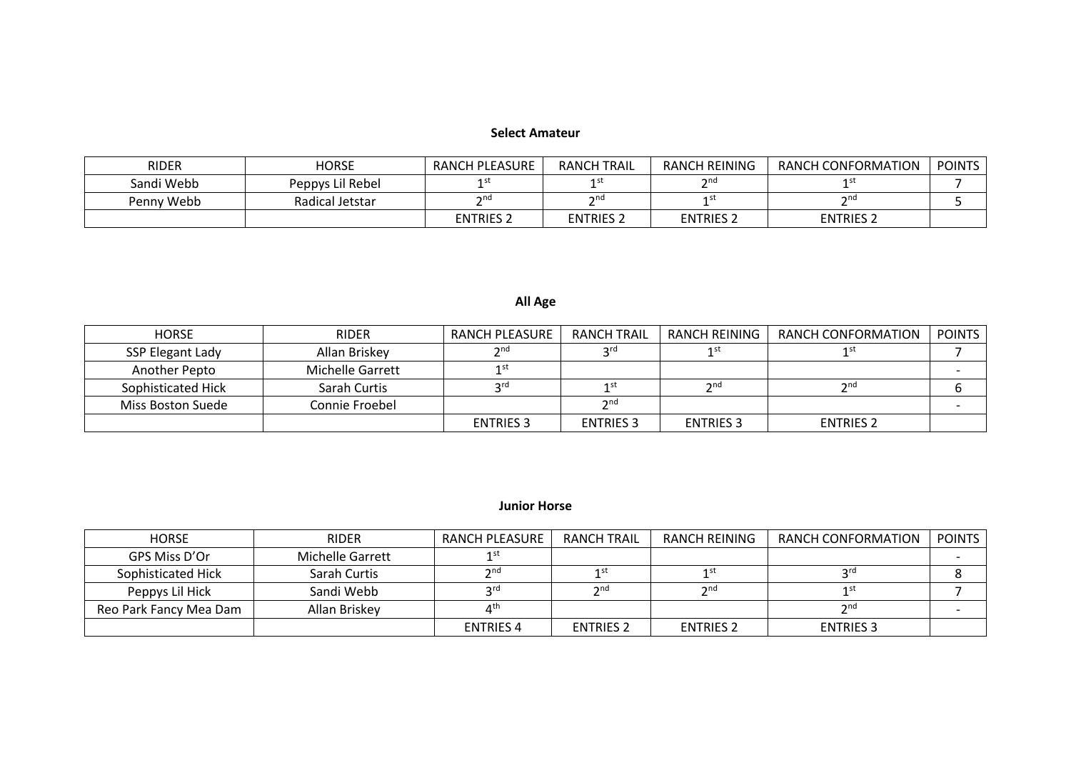**Select Amateur**

| RIDER | HORSE | RANCH PLEASURE | RANCH TRAIL | RANCH REINING | RANCH CONFORMATION | POINTS |
|---|---|---|---|---|---|---|
| Sandi Webb | Peppys Lil Rebel | 1st | 1st | 2nd | 1st | 7 |
| Penny Webb | Radical Jetstar | 2nd | 2nd | 1st | 2nd | 5 |
| | | ENTRIES 2 | ENTRIES 2 | ENTRIES 2 | ENTRIES 2 | |

**All Age**

| HORSE | RIDER | RANCH PLEASURE | RANCH TRAIL | RANCH REINING | RANCH CONFORMATION | POINTS |
|---|---|---|---|---|---|---|
| SSP Elegant Lady | Allan Briskey | 2nd | 3rd | 1st | 1st | 7 |
| Another Pepto | Michelle Garrett | 1st | | | | - |
| Sophisticated Hick | Sarah Curtis | 3rd | 1st | 2nd | 2nd | 6 |
| Miss Boston Suede | Connie Froebel | | 2nd | | | - |
| | | ENTRIES 3 | ENTRIES 3 | ENTRIES 3 | ENTRIES 2 | |

**Junior Horse**

| HORSE | RIDER | RANCH PLEASURE | RANCH TRAIL | RANCH REINING | RANCH CONFORMATION | POINTS |
|---|---|---|---|---|---|---|
| GPS Miss D'Or | Michelle Garrett | 1st | | | | - |
| Sophisticated Hick | Sarah Curtis | 2nd | 1st | 1st | 3rd | 8 |
| Peppys Lil Hick | Sandi Webb | 3rd | 2nd | 2nd | 1st | 7 |
| Reo Park Fancy Mea Dam | Allan Briskey | 4th | | | 2nd | - |
| | | ENTRIES 4 | ENTRIES 2 | ENTRIES 2 | ENTRIES 3 | |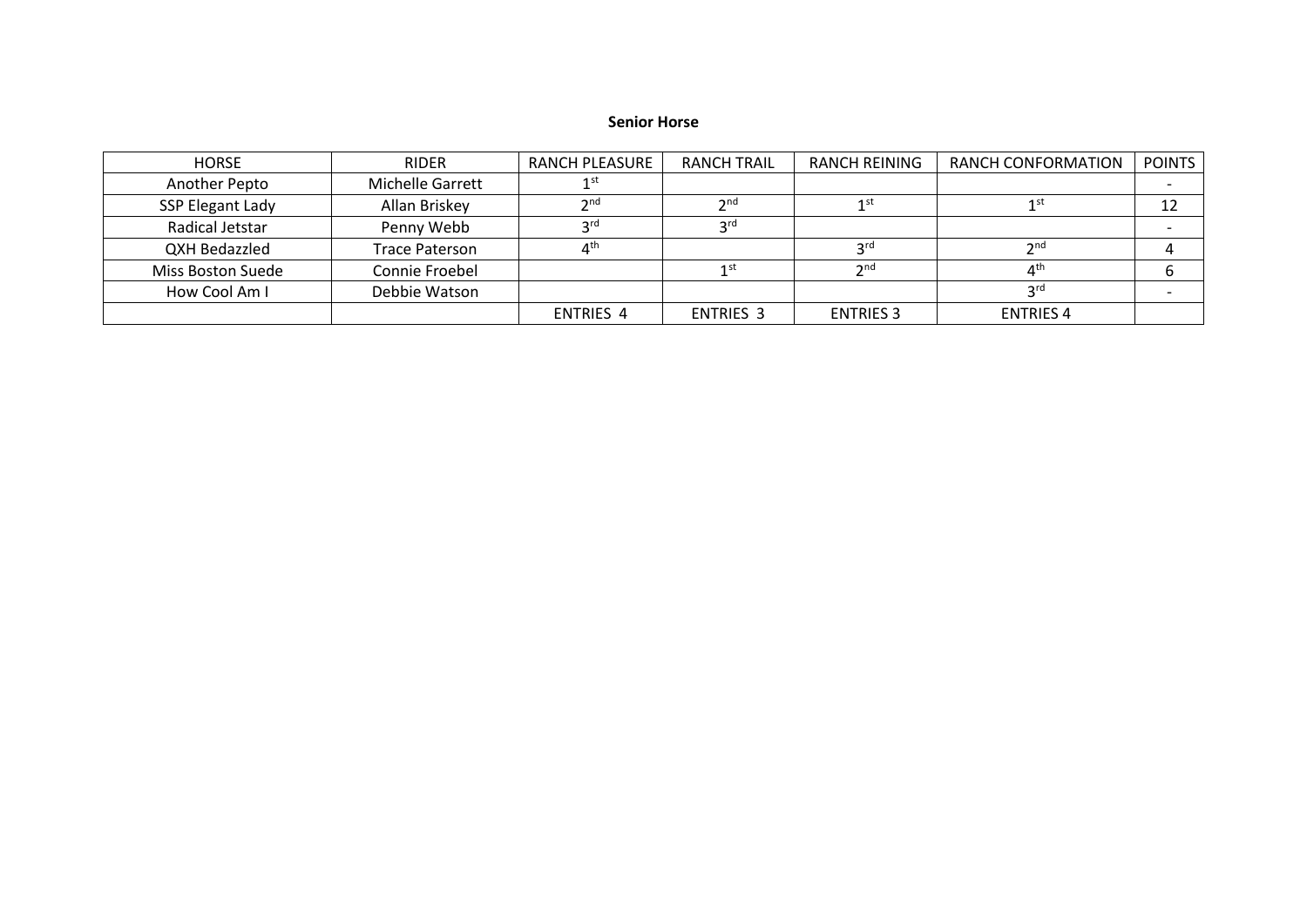**Senior Horse**

| HORSE | RIDER | RANCH PLEASURE | RANCH TRAIL | RANCH REINING | RANCH CONFORMATION | POINTS |
|---|---|---|---|---|---|---|
| Another Pepto | Michelle Garrett | 1st | | | | - |
| SSP Elegant Lady | Allan Briskey | 2nd | 2nd | 1st | 1st | 12 |
| Radical Jetstar | Penny Webb | 3rd | 3rd | | | - |
| QXH Bedazzled | Trace Paterson | 4th | | 3rd | 2nd | 4 |
| Miss Boston Suede | Connie Froebel | | 1st | 2nd | 4th | 6 |
| How Cool Am I | Debbie Watson | | | | 3rd | - |
| | | ENTRIES 4 | ENTRIES 3 | ENTRIES 3 | ENTRIES 4 | |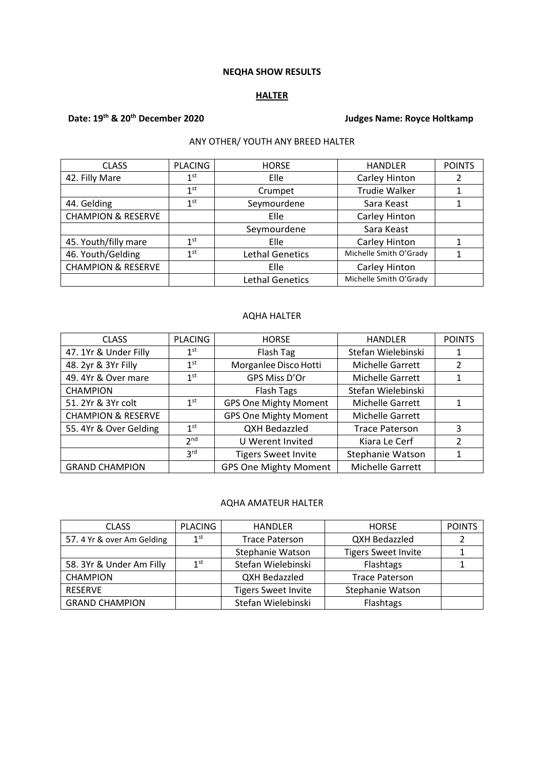**NEQHA SHOW RESULTS**

**HALTER**

**Date: 19th & 20th December 2020** **Judges Name: Royce Holtkamp**

ANY OTHER/ YOUTH ANY BREED HALTER

| CLASS | PLACING | HORSE | HANDLER | POINTS |
|---|---|---|---|---|
| 42. Filly Mare | 1st | Elle | Carley Hinton | 2 |
| | 1st | Crumpet | Trudie Walker | 1 |
| 44. Gelding | 1st | Seymourdene | Sara Keast | 1 |
| CHAMPION & RESERVE | | Elle | Carley Hinton | |
| | | Seymourdene | Sara Keast | |
| 45. Youth/filly mare | 1st | Elle | Carley Hinton | 1 |
| 46. Youth/Gelding | 1st | Lethal Genetics | Michelle Smith O'Grady | 1 |
| CHAMPION & RESERVE | | Elle | Carley Hinton | |
| | | Lethal Genetics | Michelle Smith O'Grady | |

AQHA HALTER

| CLASS | PLACING | HORSE | HANDLER | POINTS |
|---|---|---|---|---|
| 47. 1Yr & Under Filly | 1st | Flash Tag | Stefan Wielebinski | 1 |
| 48. 2yr & 3Yr Filly | 1st | Morganlee Disco Hotti | Michelle Garrett | 2 |
| 49. 4Yr & Over mare | 1st | GPS Miss D'Or | Michelle Garrett | 1 |
| CHAMPION | | Flash Tags | Stefan Wielebinski | |
| 51. 2Yr & 3Yr colt | 1st | GPS One Mighty Moment | Michelle Garrett | 1 |
| CHAMPION & RESERVE | | GPS One Mighty Moment | Michelle Garrett | |
| 55. 4Yr & Over Gelding | 1st | QXH Bedazzled | Trace Paterson | 3 |
| | 2nd | U Werent Invited | Kiara Le Cerf | 2 |
| | 3rd | Tigers Sweet Invite | Stephanie Watson | 1 |
| GRAND CHAMPION | | GPS One Mighty Moment | Michelle Garrett | |

AQHA AMATEUR HALTER

| CLASS | PLACING | HANDLER | HORSE | POINTS |
|---|---|---|---|---|
| 57. 4 Yr & over Am Gelding | 1st | Trace Paterson | QXH Bedazzled | 2 |
| | | Stephanie Watson | Tigers Sweet Invite | 1 |
| 58. 3Yr & Under Am Filly | 1st | Stefan Wielebinski | Flashtags | 1 |
| CHAMPION | | QXH Bedazzled | Trace Paterson | |
| RESERVE | | Tigers Sweet Invite | Stephanie Watson | |
| GRAND CHAMPION | | Stefan Wielebinski | Flashtags | |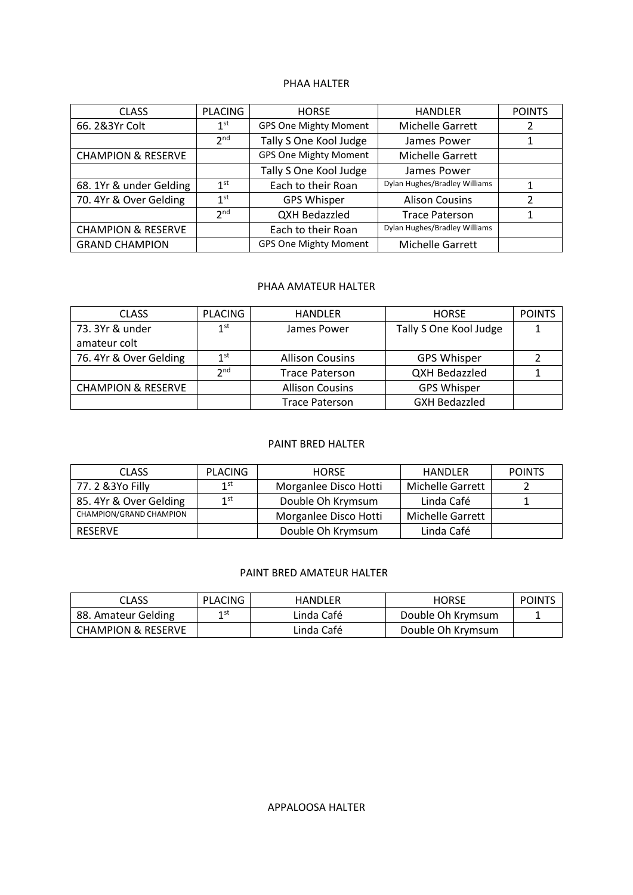## PHAA HALTER

| CLASS | PLACING | HORSE | HANDLER | POINTS |
|---|---|---|---|---|
| 66. 2&3Yr Colt | 1st | GPS One Mighty Moment | Michelle Garrett | 2 |
| | 2nd | Tally S One Kool Judge | James Power | 1 |
| CHAMPION & RESERVE | | GPS One Mighty Moment | Michelle Garrett | |
| | | Tally S One Kool Judge | James Power | |
| 68. 1Yr & under Gelding | 1st | Each to their Roan | Dylan Hughes/Bradley Williams | 1 |
| 70. 4Yr & Over Gelding | 1st | GPS Whisper | Alison Cousins | 2 |
| | 2nd | QXH Bedazzled | Trace Paterson | 1 |
| CHAMPION & RESERVE | | Each to their Roan | Dylan Hughes/Bradley Williams | |
| GRAND CHAMPION | | GPS One Mighty Moment | Michelle Garrett | |

## PHAA AMATEUR HALTER

| CLASS | PLACING | HANDLER | HORSE | POINTS |
|---|---|---|---|---|
| 73. 3Yr & under amateur colt | 1st | James Power | Tally S One Kool Judge | 1 |
| 76. 4Yr & Over Gelding | 1st | Allison Cousins | GPS Whisper | 2 |
| | 2nd | Trace Paterson | QXH Bedazzled | 1 |
| CHAMPION & RESERVE | | Allison Cousins | GPS Whisper | |
| | | Trace Paterson | GXH Bedazzled | |

## PAINT BRED HALTER

| CLASS | PLACING | HORSE | HANDLER | POINTS |
|---|---|---|---|---|
| 77. 2 &3Yo Filly | 1st | Morganlee Disco Hotti | Michelle Garrett | 2 |
| 85. 4Yr & Over Gelding | 1st | Double Oh Krymsum | Linda Café | 1 |
| CHAMPION/GRAND CHAMPION | | Morganlee Disco Hotti | Michelle Garrett | |
| RESERVE | | Double Oh Krymsum | Linda Café | |

## PAINT BRED AMATEUR HALTER

| CLASS | PLACING | HANDLER | HORSE | POINTS |
|---|---|---|---|---|
| 88. Amateur Gelding | 1st | Linda Café | Double Oh Krymsum | 1 |
| CHAMPION & RESERVE | | Linda Café | Double Oh Krymsum | |

## APPALOOSA HALTER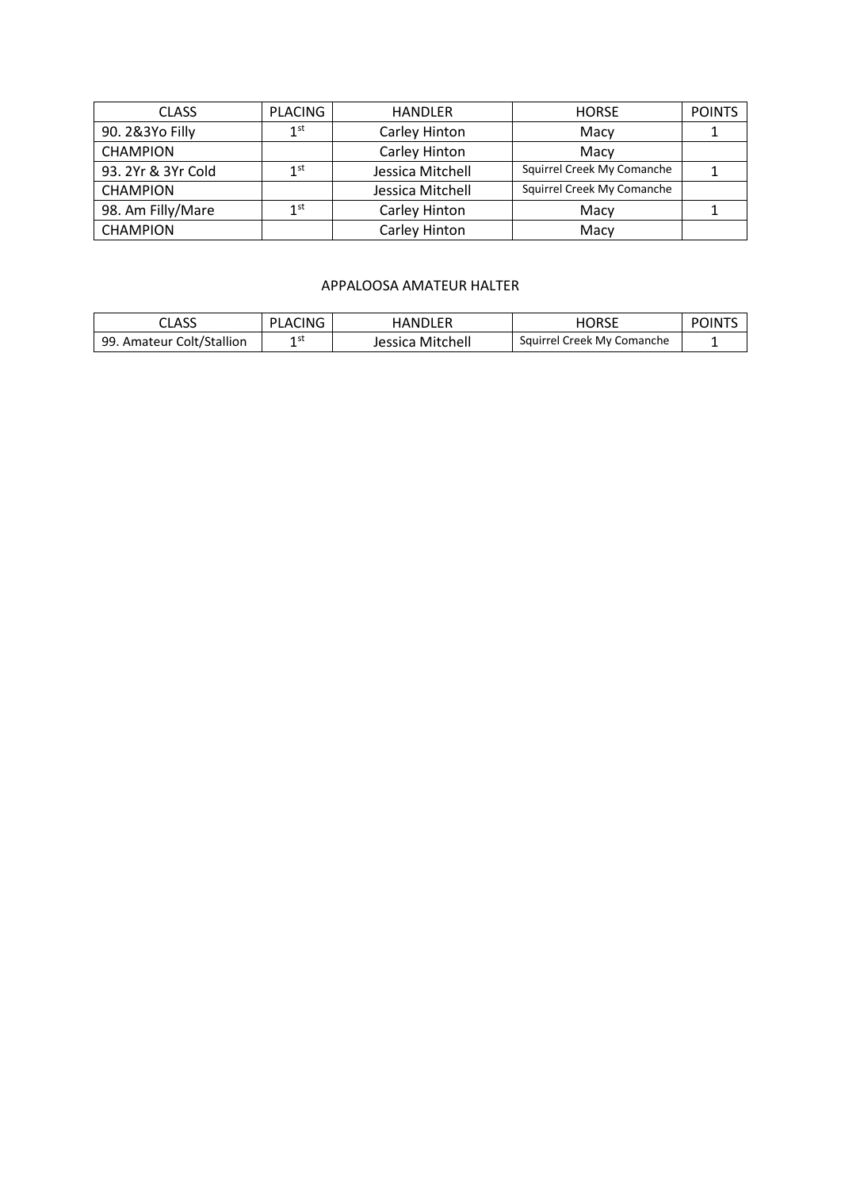| CLASS | PLACING | HANDLER | HORSE | POINTS |
|---|---|---|---|---|
| 90. 2&3Yo Filly | 1st | Carley Hinton | Macy | 1 |
| CHAMPION | | Carley Hinton | Macy | |
| 93. 2Yr & 3Yr Cold | 1st | Jessica Mitchell | Squirrel Creek My Comanche | 1 |
| CHAMPION | | Jessica Mitchell | Squirrel Creek My Comanche | |
| 98. Am Filly/Mare | 1st | Carley Hinton | Macy | 1 |
| CHAMPION | | Carley Hinton | Macy | |

## APPALOOSA AMATEUR HALTER

| CLASS | PLACING | HANDLER | HORSE | POINTS |
|---|---|---|---|---|
| 99. Amateur Colt/Stallion | 1st | Jessica Mitchell | Squirrel Creek My Comanche | 1 |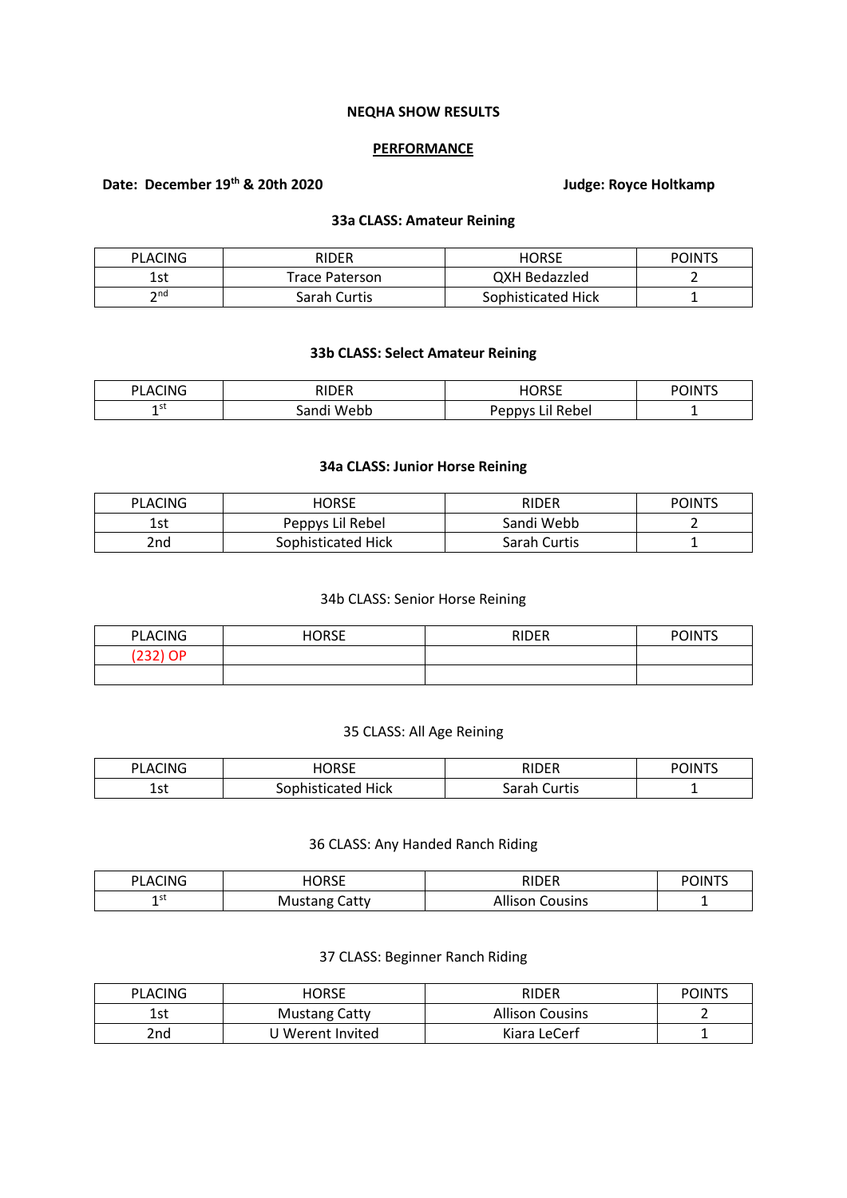**NEQHA SHOW RESULTS**

**PERFORMANCE**

**Date: December 19th & 20th 2020** **Judge: Royce Holtkamp**

**33a CLASS: Amateur Reining**

| PLACING | RIDER | HORSE | POINTS |
|---|---|---|---|
| 1st | Trace Paterson | QXH Bedazzled | 2 |
| 2nd | Sarah Curtis | Sophisticated Hick | 1 |

**33b CLASS: Select Amateur Reining**

| PLACING | RIDER | HORSE | POINTS |
|---|---|---|---|
| 1st | Sandi Webb | Peppys Lil Rebel | 1 |

**34a CLASS: Junior Horse Reining**

| PLACING | HORSE | RIDER | POINTS |
|---|---|---|---|
| 1st | Peppys Lil Rebel | Sandi Webb | 2 |
| 2nd | Sophisticated Hick | Sarah Curtis | 1 |

34b CLASS: Senior Horse Reining

| PLACING | HORSE | RIDER | POINTS |
|---|---|---|---|
| (232) OP | | | |
| | | | |

35 CLASS: All Age Reining

| PLACING | HORSE | RIDER | POINTS |
|---|---|---|---|
| 1st | Sophisticated Hick | Sarah Curtis | 1 |

36 CLASS: Any Handed Ranch Riding

| PLACING | HORSE | RIDER | POINTS |
|---|---|---|---|
| 1st | Mustang Catty | Allison Cousins | 1 |

37 CLASS: Beginner Ranch Riding

| PLACING | HORSE | RIDER | POINTS |
|---|---|---|---|
| 1st | Mustang Catty | Allison Cousins | 2 |
| 2nd | U Werent Invited | Kiara LeCerf | 1 |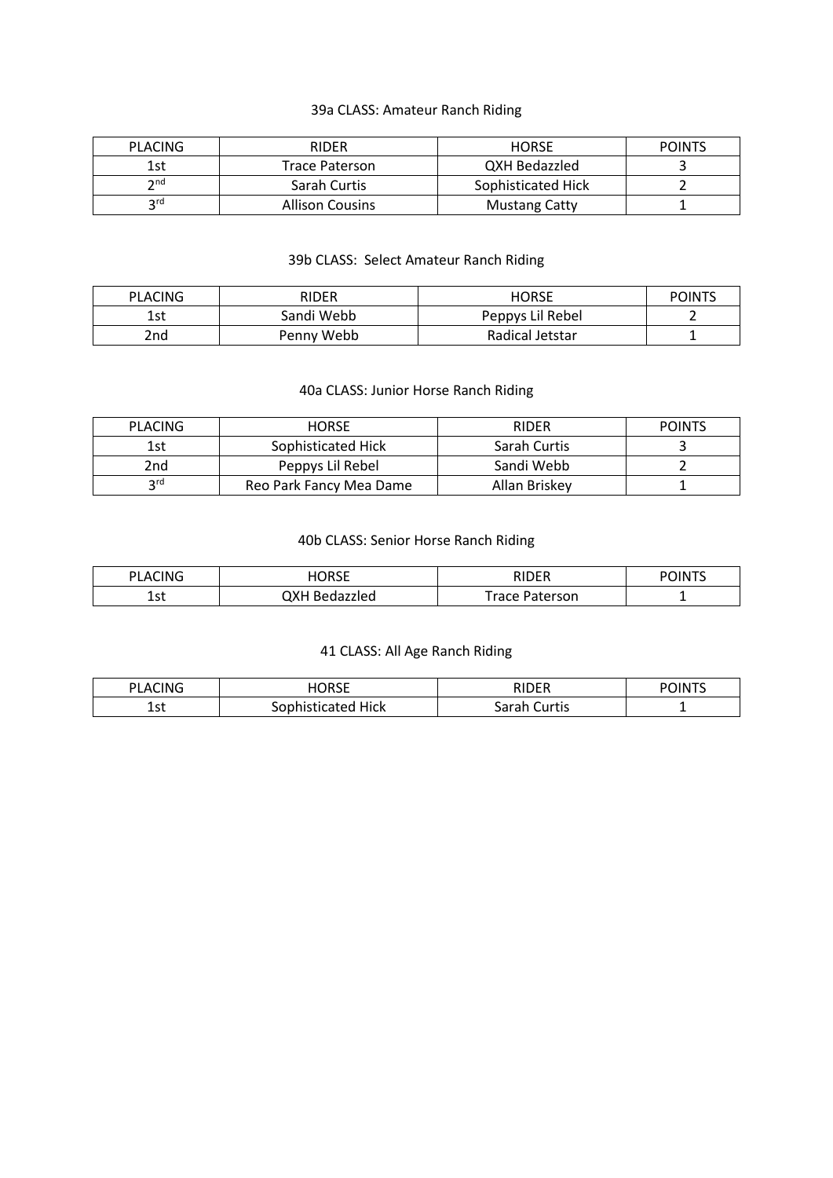39a CLASS: Amateur Ranch Riding

| PLACING | RIDER | HORSE | POINTS |
| --- | --- | --- | --- |
| 1st | Trace Paterson | QXH Bedazzled | 3 |
| 2nd | Sarah Curtis | Sophisticated Hick | 2 |
| 3rd | Allison Cousins | Mustang Catty | 1 |

39b CLASS: Select Amateur Ranch Riding

| PLACING | RIDER | HORSE | POINTS |
| --- | --- | --- | --- |
| 1st | Sandi Webb | Peppys Lil Rebel | 2 |
| 2nd | Penny Webb | Radical Jetstar | 1 |

40a CLASS: Junior Horse Ranch Riding

| PLACING | HORSE | RIDER | POINTS |
| --- | --- | --- | --- |
| 1st | Sophisticated Hick | Sarah Curtis | 3 |
| 2nd | Peppys Lil Rebel | Sandi Webb | 2 |
| 3rd | Reo Park Fancy Mea Dame | Allan Briskey | 1 |

40b CLASS: Senior Horse Ranch Riding

| PLACING | HORSE | RIDER | POINTS |
| --- | --- | --- | --- |
| 1st | QXH Bedazzled | Trace Paterson | 1 |

41 CLASS: All Age Ranch Riding

| PLACING | HORSE | RIDER | POINTS |
| --- | --- | --- | --- |
| 1st | Sophisticated Hick | Sarah Curtis | 1 |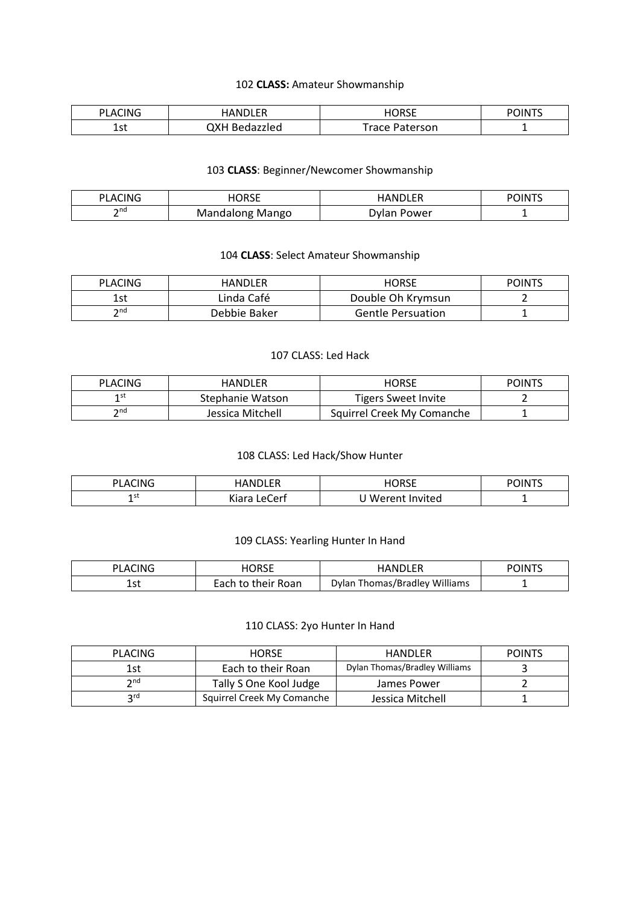102 **CLASS:** Amateur Showmanship

| PLACING | HANDLER | HORSE | POINTS |
| --- | --- | --- | --- |
| 1st | QXH Bedazzled | Trace Paterson | 1 |

103 **CLASS**: Beginner/Newcomer Showmanship

| PLACING | HORSE | HANDLER | POINTS |
| --- | --- | --- | --- |
| 2nd | Mandalong Mango | Dylan Power | 1 |

104 **CLASS**: Select Amateur Showmanship

| PLACING | HANDLER | HORSE | POINTS |
| --- | --- | --- | --- |
| 1st | Linda Café | Double Oh Krymsun | 2 |
| 2nd | Debbie Baker | Gentle Persuation | 1 |

107 CLASS: Led Hack

| PLACING | HANDLER | HORSE | POINTS |
| --- | --- | --- | --- |
| 1st | Stephanie Watson | Tigers Sweet Invite | 2 |
| 2nd | Jessica Mitchell | Squirrel Creek My Comanche | 1 |

108 CLASS: Led Hack/Show Hunter

| PLACING | HANDLER | HORSE | POINTS |
| --- | --- | --- | --- |
| 1st | Kiara LeCerf | U Werent Invited | 1 |

109 CLASS: Yearling Hunter In Hand

| PLACING | HORSE | HANDLER | POINTS |
| --- | --- | --- | --- |
| 1st | Each to their Roan | Dylan Thomas/Bradley Williams | 1 |

110 CLASS: 2yo Hunter In Hand

| PLACING | HORSE | HANDLER | POINTS |
| --- | --- | --- | --- |
| 1st | Each to their Roan | Dylan Thomas/Bradley Williams | 3 |
| 2nd | Tally S One Kool Judge | James Power | 2 |
| 3rd | Squirrel Creek My Comanche | Jessica Mitchell | 1 |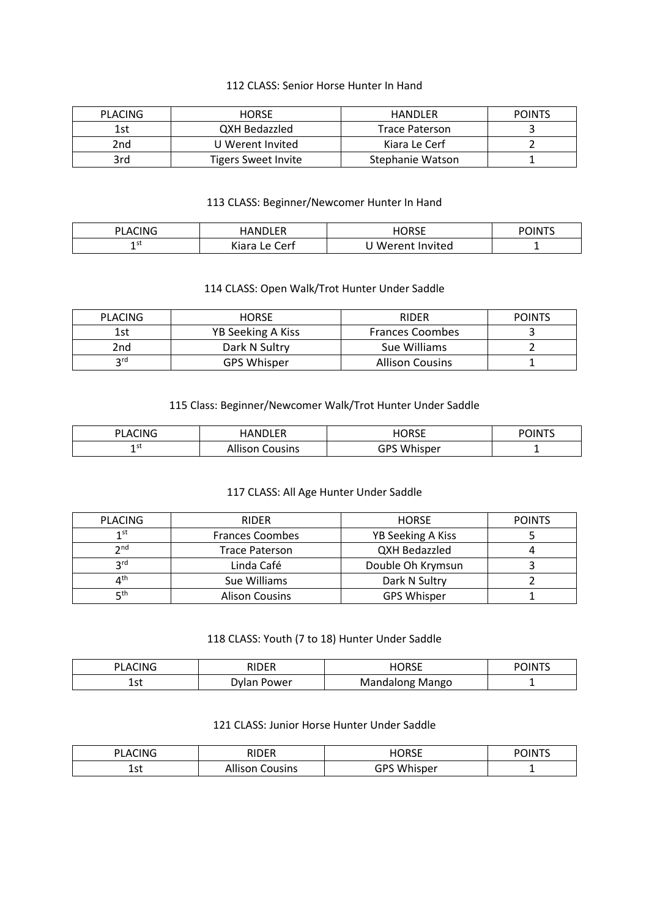112 CLASS: Senior Horse Hunter In Hand

| PLACING | HORSE | HANDLER | POINTS |
|---|---|---|---|
| 1st | QXH Bedazzled | Trace Paterson | 3 |
| 2nd | U Werent Invited | Kiara Le Cerf | 2 |
| 3rd | Tigers Sweet Invite | Stephanie Watson | 1 |

113 CLASS: Beginner/Newcomer Hunter In Hand

| PLACING | HANDLER | HORSE | POINTS |
|---|---|---|---|
| 1st | Kiara Le Cerf | U Werent Invited | 1 |

114 CLASS: Open Walk/Trot Hunter Under Saddle

| PLACING | HORSE | RIDER | POINTS |
|---|---|---|---|
| 1st | YB Seeking A Kiss | Frances Coombes | 3 |
| 2nd | Dark N Sultry | Sue Williams | 2 |
| 3rd | GPS Whisper | Allison Cousins | 1 |

115 Class: Beginner/Newcomer Walk/Trot Hunter Under Saddle

| PLACING | HANDLER | HORSE | POINTS |
|---|---|---|---|
| 1st | Allison Cousins | GPS Whisper | 1 |

117 CLASS: All Age Hunter Under Saddle

| PLACING | RIDER | HORSE | POINTS |
|---|---|---|---|
| 1st | Frances Coombes | YB Seeking A Kiss | 5 |
| 2nd | Trace Paterson | QXH Bedazzled | 4 |
| 3rd | Linda Café | Double Oh Krymsun | 3 |
| 4th | Sue Williams | Dark N Sultry | 2 |
| 5th | Alison Cousins | GPS Whisper | 1 |

118 CLASS: Youth (7 to 18) Hunter Under Saddle

| PLACING | RIDER | HORSE | POINTS |
|---|---|---|---|
| 1st | Dylan Power | Mandalong Mango | 1 |

121 CLASS: Junior Horse Hunter Under Saddle

| PLACING | RIDER | HORSE | POINTS |
|---|---|---|---|
| 1st | Allison Cousins | GPS Whisper | 1 |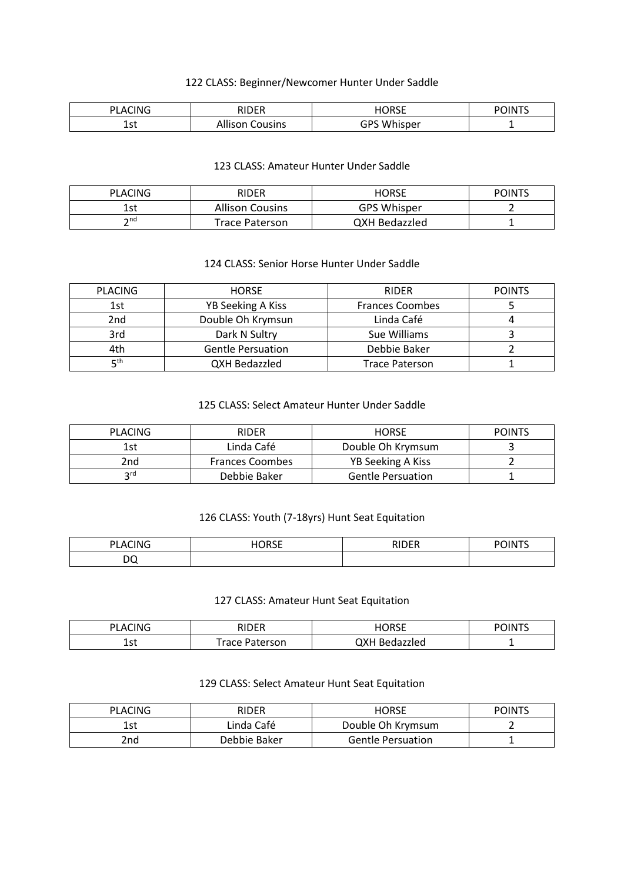### 122 CLASS: Beginner/Newcomer Hunter Under Saddle

| PLACING | RIDER | HORSE | POINTS |
|---|---|---|---|
| 1st | Allison Cousins | GPS Whisper | 1 |

### 123 CLASS: Amateur Hunter Under Saddle

| PLACING | RIDER | HORSE | POINTS |
|---|---|---|---|
| 1st | Allison Cousins | GPS Whisper | 2 |
| 2nd | Trace Paterson | QXH Bedazzled | 1 |

### 124 CLASS: Senior Horse Hunter Under Saddle

| PLACING | HORSE | RIDER | POINTS |
|---|---|---|---|
| 1st | YB Seeking A Kiss | Frances Coombes | 5 |
| 2nd | Double Oh Krymsun | Linda Café | 4 |
| 3rd | Dark N Sultry | Sue Williams | 3 |
| 4th | Gentle Persuation | Debbie Baker | 2 |
| 5th | QXH Bedazzled | Trace Paterson | 1 |

### 125 CLASS: Select Amateur Hunter Under Saddle

| PLACING | RIDER | HORSE | POINTS |
|---|---|---|---|
| 1st | Linda Café | Double Oh Krymsum | 3 |
| 2nd | Frances Coombes | YB Seeking A Kiss | 2 |
| 3rd | Debbie Baker | Gentle Persuation | 1 |

### 126 CLASS: Youth (7-18yrs) Hunt Seat Equitation

| PLACING | HORSE | RIDER | POINTS |
|---|---|---|---|
| DQ | | | |

### 127 CLASS: Amateur Hunt Seat Equitation

| PLACING | RIDER | HORSE | POINTS |
|---|---|---|---|
| 1st | Trace Paterson | QXH Bedazzled | 1 |

### 129 CLASS: Select Amateur Hunt Seat Equitation

| PLACING | RIDER | HORSE | POINTS |
|---|---|---|---|
| 1st | Linda Café | Double Oh Krymsum | 2 |
| 2nd | Debbie Baker | Gentle Persuation | 1 |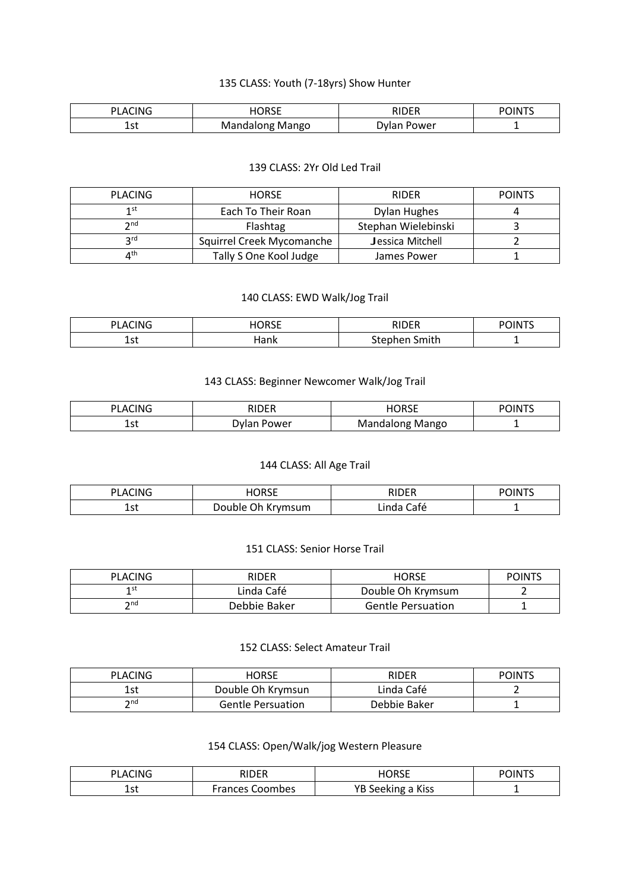### 135 CLASS: Youth (7-18yrs) Show Hunter

| PLACING | HORSE | RIDER | POINTS |
|---|---|---|---|
| 1st | Mandalong Mango | Dylan Power | 1 |

### 139 CLASS: 2Yr Old Led Trail

| PLACING | HORSE | RIDER | POINTS |
|---|---|---|---|
| 1st | Each To Their Roan | Dylan Hughes | 4 |
| 2nd | Flashtag | Stephan Wielebinski | 3 |
| 3rd | Squirrel Creek Mycomanche | Jessica Mitchell | 2 |
| 4th | Tally S One Kool Judge | James Power | 1 |

### 140 CLASS: EWD Walk/Jog Trail

| PLACING | HORSE | RIDER | POINTS |
|---|---|---|---|
| 1st | Hank | Stephen Smith | 1 |

### 143 CLASS: Beginner Newcomer Walk/Jog Trail

| PLACING | RIDER | HORSE | POINTS |
|---|---|---|---|
| 1st | Dylan Power | Mandalong Mango | 1 |

### 144 CLASS: All Age Trail

| PLACING | HORSE | RIDER | POINTS |
|---|---|---|---|
| 1st | Double Oh Krymsum | Linda Café | 1 |

### 151 CLASS: Senior Horse Trail

| PLACING | RIDER | HORSE | POINTS |
|---|---|---|---|
| 1st | Linda Café | Double Oh Krymsum | 2 |
| 2nd | Debbie Baker | Gentle Persuation | 1 |

### 152 CLASS: Select Amateur Trail

| PLACING | HORSE | RIDER | POINTS |
|---|---|---|---|
| 1st | Double Oh Krymsun | Linda Café | 2 |
| 2nd | Gentle Persuation | Debbie Baker | 1 |

### 154 CLASS: Open/Walk/jog Western Pleasure

| PLACING | RIDER | HORSE | POINTS |
|---|---|---|---|
| 1st | Frances Coombes | YB Seeking a Kiss | 1 |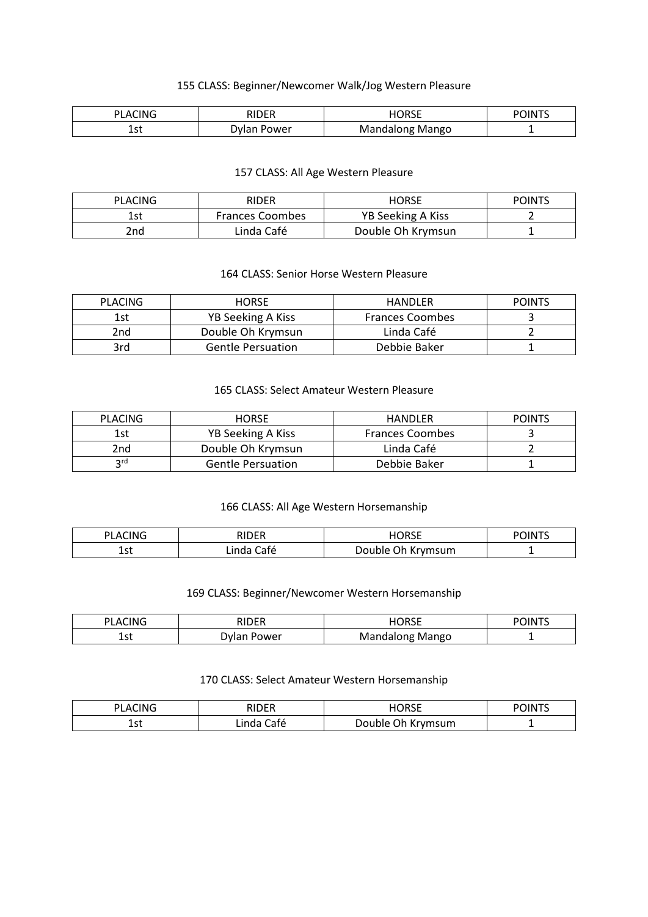### 155 CLASS: Beginner/Newcomer Walk/Jog Western Pleasure

| PLACING | RIDER | HORSE | POINTS |
|---|---|---|---|
| 1st | Dylan Power | Mandalong Mango | 1 |

### 157 CLASS: All Age Western Pleasure

| PLACING | RIDER | HORSE | POINTS |
|---|---|---|---|
| 1st | Frances Coombes | YB Seeking A Kiss | 2 |
| 2nd | Linda Café | Double Oh Krymsun | 1 |

### 164 CLASS: Senior Horse Western Pleasure

| PLACING | HORSE | HANDLER | POINTS |
|---|---|---|---|
| 1st | YB Seeking A Kiss | Frances Coombes | 3 |
| 2nd | Double Oh Krymsun | Linda Café | 2 |
| 3rd | Gentle Persuation | Debbie Baker | 1 |

### 165 CLASS: Select Amateur Western Pleasure

| PLACING | HORSE | HANDLER | POINTS |
|---|---|---|---|
| 1st | YB Seeking A Kiss | Frances Coombes | 3 |
| 2nd | Double Oh Krymsun | Linda Café | 2 |
| 3rd | Gentle Persuation | Debbie Baker | 1 |

### 166 CLASS: All Age Western Horsemanship

| PLACING | RIDER | HORSE | POINTS |
|---|---|---|---|
| 1st | Linda Café | Double Oh Krymsum | 1 |

### 169 CLASS: Beginner/Newcomer Western Horsemanship

| PLACING | RIDER | HORSE | POINTS |
|---|---|---|---|
| 1st | Dylan Power | Mandalong Mango | 1 |

### 170 CLASS: Select Amateur Western Horsemanship

| PLACING | RIDER | HORSE | POINTS |
|---|---|---|---|
| 1st | Linda Café | Double Oh Krymsum | 1 |